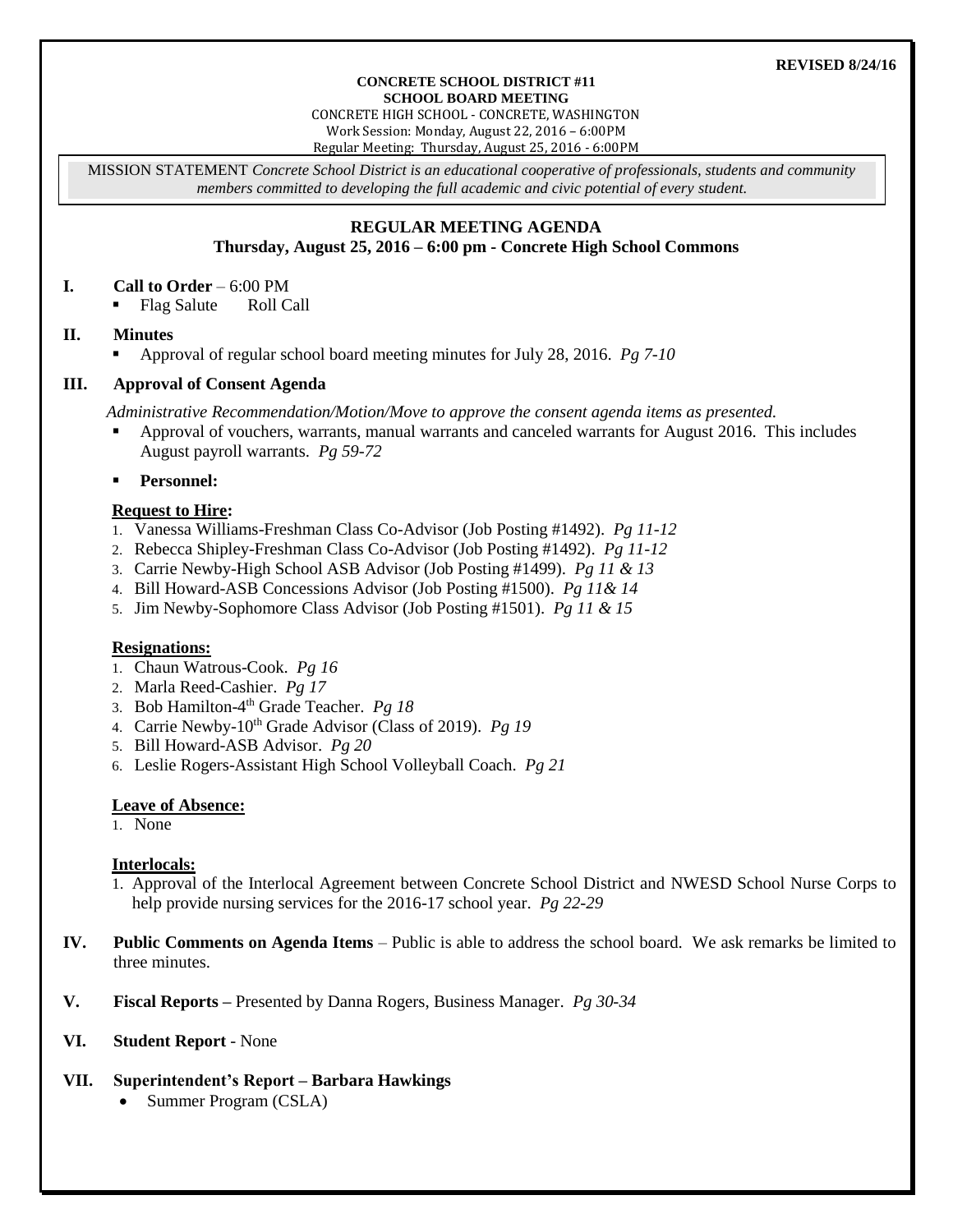**REVISED 8/24/16**

**CONCRETE SCHOOL DISTRICT #11**
**SCHOOL BOARD MEETING**
CONCRETE HIGH SCHOOL - CONCRETE, WASHINGTON
Work Session: Monday, August 22, 2016 – 6:00PM
Regular Meeting: Thursday, August 25, 2016 - 6:00PM

MISSION STATEMENT *Concrete School District is an educational cooperative of professionals, students and community members committed to developing the full academic and civic potential of every student.*

## REGULAR MEETING AGENDA
**Thursday, August 25, 2016 – 6:00 pm - Concrete High School Commons**

**I. Call to Order** – 6:00 PM
- Flag Salute Roll Call

**II. Minutes**
- Approval of regular school board meeting minutes for July 28, 2016. *Pg 7-10*

**III. Approval of Consent Agenda**

*Administrative Recommendation/Motion/Move to approve the consent agenda items as presented.*
- Approval of vouchers, warrants, manual warrants and canceled warrants for August 2016. This includes August payroll warrants. *Pg 59-72*
- **Personnel:**

**Request to Hire:**
1. Vanessa Williams-Freshman Class Co-Advisor (Job Posting #1492). *Pg 11-12*
2. Rebecca Shipley-Freshman Class Co-Advisor (Job Posting #1492). *Pg 11-12*
3. Carrie Newby-High School ASB Advisor (Job Posting #1499). *Pg 11 & 13*
4. Bill Howard-ASB Concessions Advisor (Job Posting #1500). *Pg 11& 14*
5. Jim Newby-Sophomore Class Advisor (Job Posting #1501). *Pg 11 & 15*

**Resignations:**
1. Chaun Watrous-Cook. *Pg 16*
2. Marla Reed-Cashier. *Pg 17*
3. Bob Hamilton-4th Grade Teacher. *Pg 18*
4. Carrie Newby-10th Grade Advisor (Class of 2019). *Pg 19*
5. Bill Howard-ASB Advisor. *Pg 20*
6. Leslie Rogers-Assistant High School Volleyball Coach. *Pg 21*

**Leave of Absence:**
1. None

**Interlocals:**
1. Approval of the Interlocal Agreement between Concrete School District and NWESD School Nurse Corps to help provide nursing services for the 2016-17 school year. *Pg 22-29*

**IV. Public Comments on Agenda Items** – Public is able to address the school board. We ask remarks be limited to three minutes.

**V. Fiscal Reports –** Presented by Danna Rogers, Business Manager. *Pg 30-34*

**VI. Student Report** - None

**VII. Superintendent's Report – Barbara Hawkings**
- Summer Program (CSLA)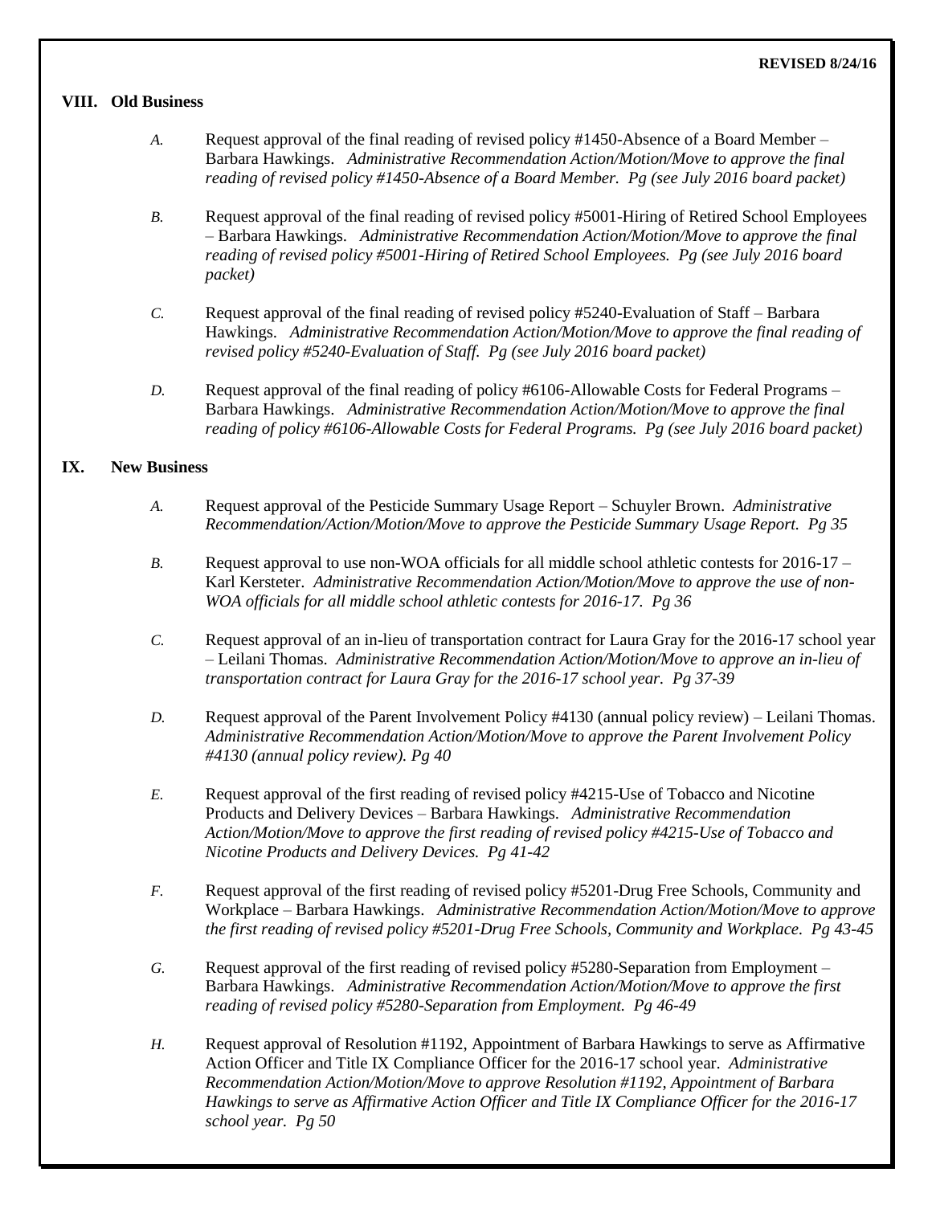**REVISED 8/24/16**

## VIII. Old Business

*A.* Request approval of the final reading of revised policy #1450-Absence of a Board Member – Barbara Hawkings. *Administrative Recommendation Action/Motion/Move to approve the final reading of revised policy #1450-Absence of a Board Member. Pg (see July 2016 board packet)*

*B.* Request approval of the final reading of revised policy #5001-Hiring of Retired School Employees – Barbara Hawkings. *Administrative Recommendation Action/Motion/Move to approve the final reading of revised policy #5001-Hiring of Retired School Employees. Pg (see July 2016 board packet)*

*C.* Request approval of the final reading of revised policy #5240-Evaluation of Staff – Barbara Hawkings. *Administrative Recommendation Action/Motion/Move to approve the final reading of revised policy #5240-Evaluation of Staff. Pg (see July 2016 board packet)*

*D.* Request approval of the final reading of policy #6106-Allowable Costs for Federal Programs – Barbara Hawkings. *Administrative Recommendation Action/Motion/Move to approve the final reading of policy #6106-Allowable Costs for Federal Programs. Pg (see July 2016 board packet)*

## IX. New Business

*A.* Request approval of the Pesticide Summary Usage Report – Schuyler Brown. *Administrative Recommendation/Action/Motion/Move to approve the Pesticide Summary Usage Report. Pg 35*

*B.* Request approval to use non-WOA officials for all middle school athletic contests for 2016-17 – Karl Kersteter. *Administrative Recommendation Action/Motion/Move to approve the use of non-WOA officials for all middle school athletic contests for 2016-17. Pg 36*

*C.* Request approval of an in-lieu of transportation contract for Laura Gray for the 2016-17 school year – Leilani Thomas. *Administrative Recommendation Action/Motion/Move to approve an in-lieu of transportation contract for Laura Gray for the 2016-17 school year. Pg 37-39*

*D.* Request approval of the Parent Involvement Policy #4130 (annual policy review) – Leilani Thomas. *Administrative Recommendation Action/Motion/Move to approve the Parent Involvement Policy #4130 (annual policy review). Pg 40*

*E.* Request approval of the first reading of revised policy #4215-Use of Tobacco and Nicotine Products and Delivery Devices – Barbara Hawkings. *Administrative Recommendation Action/Motion/Move to approve the first reading of revised policy #4215-Use of Tobacco and Nicotine Products and Delivery Devices. Pg 41-42*

*F.* Request approval of the first reading of revised policy #5201-Drug Free Schools, Community and Workplace – Barbara Hawkings. *Administrative Recommendation Action/Motion/Move to approve the first reading of revised policy #5201-Drug Free Schools, Community and Workplace. Pg 43-45*

*G.* Request approval of the first reading of revised policy #5280-Separation from Employment – Barbara Hawkings. *Administrative Recommendation Action/Motion/Move to approve the first reading of revised policy #5280-Separation from Employment. Pg 46-49*

*H.* Request approval of Resolution #1192, Appointment of Barbara Hawkings to serve as Affirmative Action Officer and Title IX Compliance Officer for the 2016-17 school year. *Administrative Recommendation Action/Motion/Move to approve Resolution #1192, Appointment of Barbara Hawkings to serve as Affirmative Action Officer and Title IX Compliance Officer for the 2016-17 school year. Pg 50*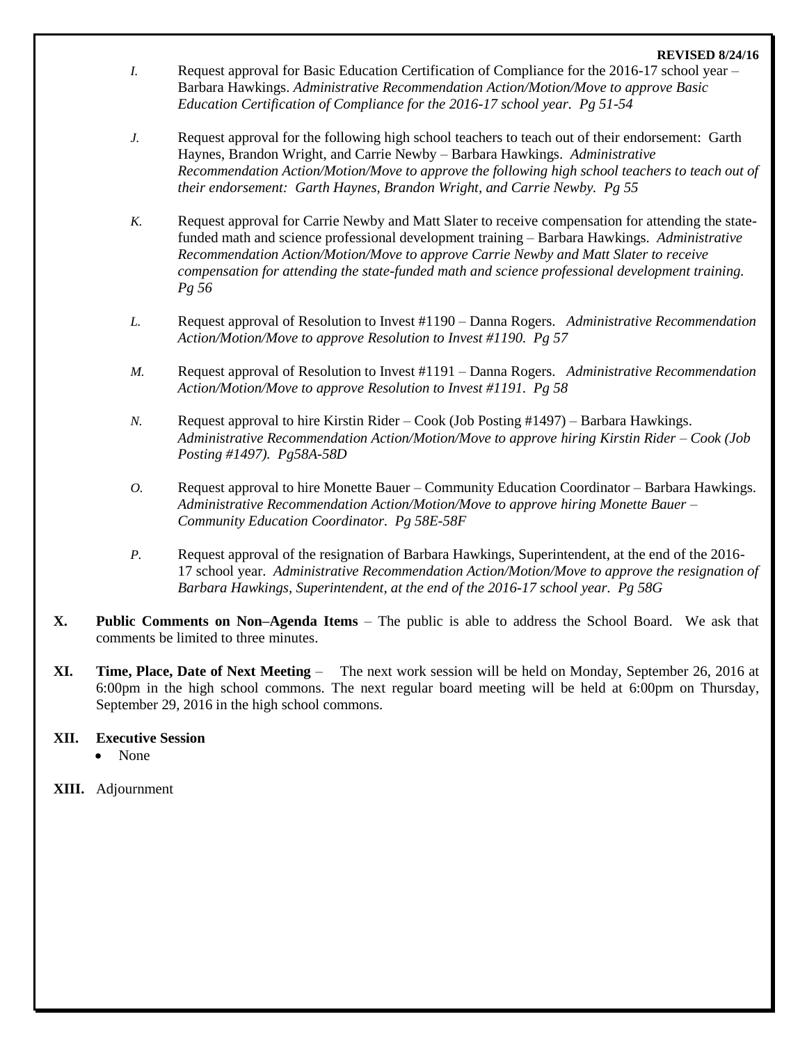**REVISED 8/24/16**

*I.* Request approval for Basic Education Certification of Compliance for the 2016-17 school year – Barbara Hawkings. *Administrative Recommendation Action/Motion/Move to approve Basic Education Certification of Compliance for the 2016-17 school year. Pg 51-54*

*J.* Request approval for the following high school teachers to teach out of their endorsement: Garth Haynes, Brandon Wright, and Carrie Newby – Barbara Hawkings. *Administrative Recommendation Action/Motion/Move to approve the following high school teachers to teach out of their endorsement: Garth Haynes, Brandon Wright, and Carrie Newby. Pg 55*

*K.* Request approval for Carrie Newby and Matt Slater to receive compensation for attending the state-funded math and science professional development training – Barbara Hawkings. *Administrative Recommendation Action/Motion/Move to approve Carrie Newby and Matt Slater to receive compensation for attending the state-funded math and science professional development training. Pg 56*

*L.* Request approval of Resolution to Invest #1190 – Danna Rogers. *Administrative Recommendation Action/Motion/Move to approve Resolution to Invest #1190. Pg 57*

*M.* Request approval of Resolution to Invest #1191 – Danna Rogers. *Administrative Recommendation Action/Motion/Move to approve Resolution to Invest #1191. Pg 58*

*N.* Request approval to hire Kirstin Rider – Cook (Job Posting #1497) – Barbara Hawkings. *Administrative Recommendation Action/Motion/Move to approve hiring Kirstin Rider – Cook (Job Posting #1497). Pg58A-58D*

*O.* Request approval to hire Monette Bauer – Community Education Coordinator – Barbara Hawkings. *Administrative Recommendation Action/Motion/Move to approve hiring Monette Bauer – Community Education Coordinator. Pg 58E-58F*

*P.* Request approval of the resignation of Barbara Hawkings, Superintendent, at the end of the 2016-17 school year. *Administrative Recommendation Action/Motion/Move to approve the resignation of Barbara Hawkings, Superintendent, at the end of the 2016-17 school year. Pg 58G*

**X. Public Comments on Non–Agenda Items** – The public is able to address the School Board. We ask that comments be limited to three minutes.

**XI. Time, Place, Date of Next Meeting** – The next work session will be held on Monday, September 26, 2016 at 6:00pm in the high school commons. The next regular board meeting will be held at 6:00pm on Thursday, September 29, 2016 in the high school commons.

**XII. Executive Session**

- None

**XIII.** Adjournment